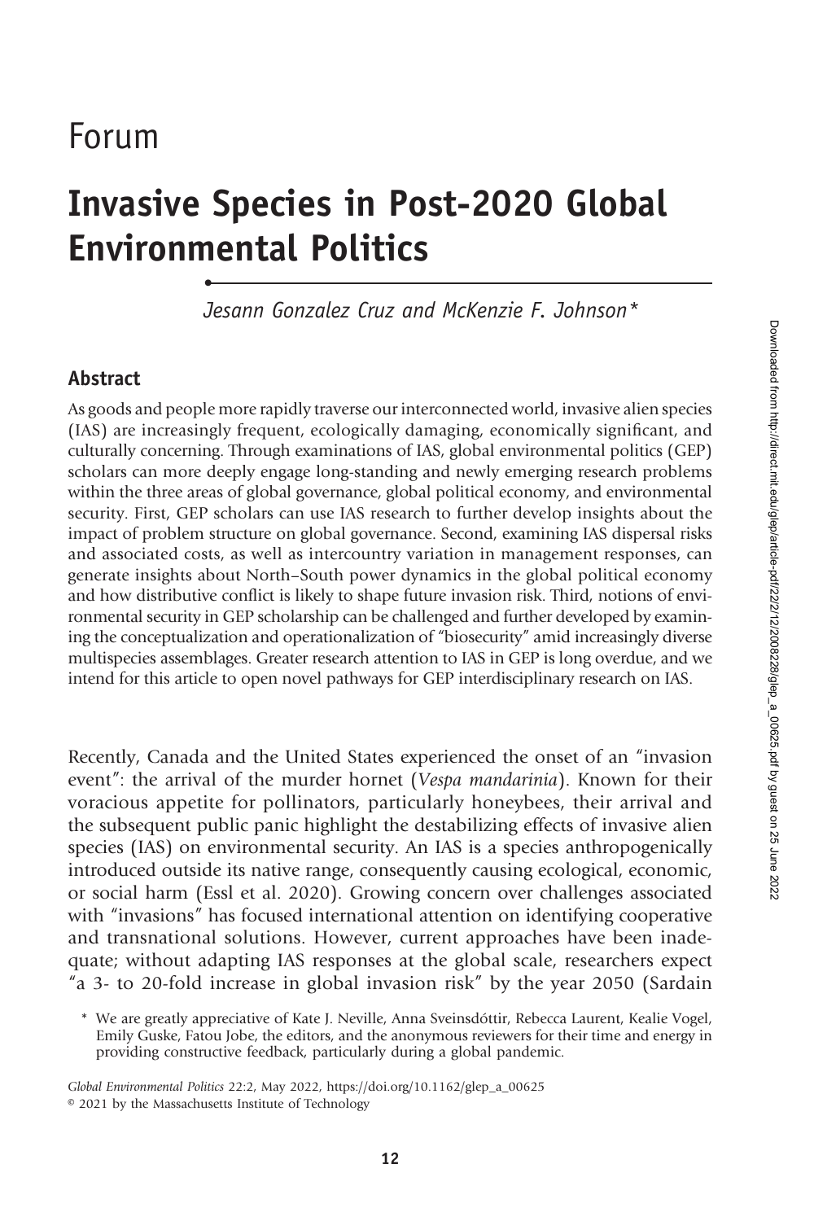Forum

# Invasive Species in Post-2020 Global Environmental Politics

*Jesann Gonzalez Cruz and McKenzie F. Johnson\**

## Abstract

As goods and people more rapidly traverse our interconnected world, invasive alien species (IAS) are increasingly frequent, ecologically damaging, economically significant, and culturally concerning. Through examinations of IAS, global environmental politics (GEP) scholars can more deeply engage long-standing and newly emerging research problems within the three areas of global governance, global political economy, and environmental security. First, GEP scholars can use IAS research to further develop insights about the impact of problem structure on global governance. Second, examining IAS dispersal risks and associated costs, as well as intercountry variation in management responses, can generate insights about North–South power dynamics in the global political economy and how distributive conflict is likely to shape future invasion risk. Third, notions of environmental security in GEP scholarship can be challenged and further developed by examining the conceptualization and operationalization of "biosecurity" amid increasingly diverse multispecies assemblages. Greater research attention to IAS in GEP is long overdue, and we intend for this article to open novel pathways for GEP interdisciplinary research on IAS.

Recently, Canada and the United States experienced the onset of an "invasion event": the arrival of the murder hornet (*Vespa mandarinia*). Known for their voracious appetite for pollinators, particularly honeybees, their arrival and the subsequent public panic highlight the destabilizing effects of invasive alien species (IAS) on environmental security. An IAS is a species anthropogenically introduced outside its native range, consequently causing ecological, economic, or social harm (Essl et al. 2020). Growing concern over challenges associated with "invasions" has focused international attention on identifying cooperative and transnational solutions. However, current approaches have been inadequate; without adapting IAS responses at the global scale, researchers expect "a 3- to 20-fold increase in global invasion risk" by the year 2050 (Sardain

\* We are greatly appreciative of Kate J. Neville, Anna Sveinsdóttir, Rebecca Laurent, Kealie Vogel, Emily Guske, Fatou Jobe, the editors, and the anonymous reviewers for their time and energy in providing constructive feedback, particularly during a global pandemic.

Global Environmental Politics 22:2, May 2022, https://doi.org/10.1162/glep_a_00625
© 2021 by the Massachusetts Institute of Technology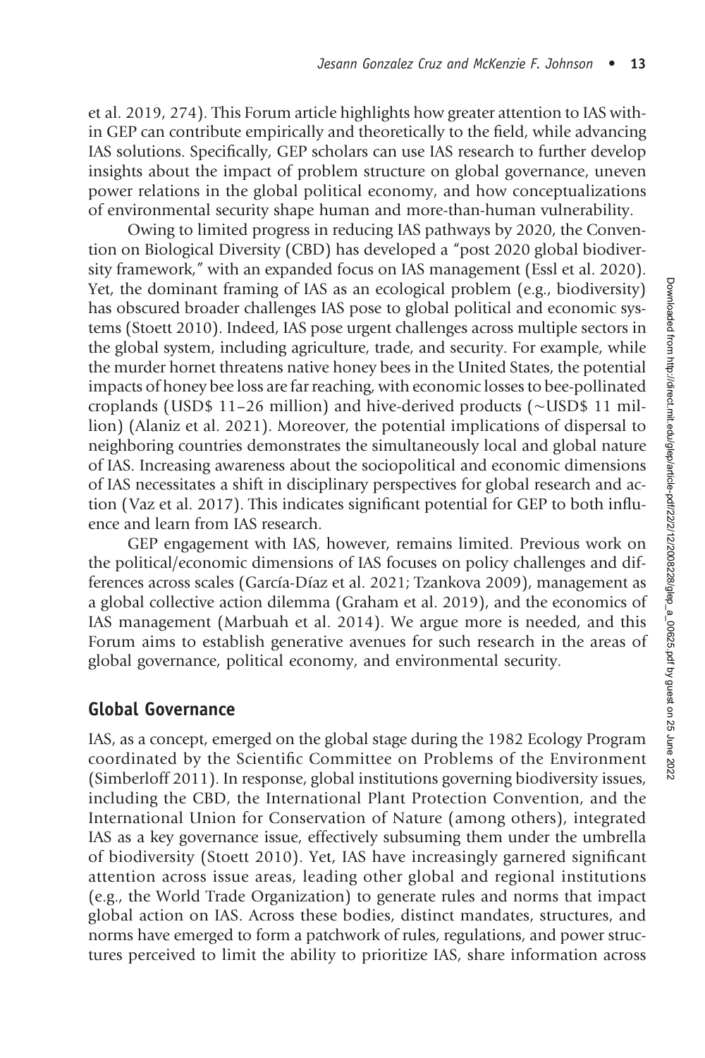et al. 2019, 274). This Forum article highlights how greater attention to IAS within GEP can contribute empirically and theoretically to the field, while advancing IAS solutions. Specifically, GEP scholars can use IAS research to further develop insights about the impact of problem structure on global governance, uneven power relations in the global political economy, and how conceptualizations of environmental security shape human and more-than-human vulnerability.

Owing to limited progress in reducing IAS pathways by 2020, the Convention on Biological Diversity (CBD) has developed a "post 2020 global biodiversity framework," with an expanded focus on IAS management (Essl et al. 2020). Yet, the dominant framing of IAS as an ecological problem (e.g., biodiversity) has obscured broader challenges IAS pose to global political and economic systems (Stoett 2010). Indeed, IAS pose urgent challenges across multiple sectors in the global system, including agriculture, trade, and security. For example, while the murder hornet threatens native honey bees in the United States, the potential impacts of honey bee loss are far reaching, with economic losses to bee-pollinated croplands (USD$ 11–26 million) and hive-derived products (~USD$ 11 million) (Alaniz et al. 2021). Moreover, the potential implications of dispersal to neighboring countries demonstrates the simultaneously local and global nature of IAS. Increasing awareness about the sociopolitical and economic dimensions of IAS necessitates a shift in disciplinary perspectives for global research and action (Vaz et al. 2017). This indicates significant potential for GEP to both influence and learn from IAS research.

GEP engagement with IAS, however, remains limited. Previous work on the political/economic dimensions of IAS focuses on policy challenges and differences across scales (García-Díaz et al. 2021; Tzankova 2009), management as a global collective action dilemma (Graham et al. 2019), and the economics of IAS management (Marbuah et al. 2014). We argue more is needed, and this Forum aims to establish generative avenues for such research in the areas of global governance, political economy, and environmental security.

## Global Governance

IAS, as a concept, emerged on the global stage during the 1982 Ecology Program coordinated by the Scientific Committee on Problems of the Environment (Simberloff 2011). In response, global institutions governing biodiversity issues, including the CBD, the International Plant Protection Convention, and the International Union for Conservation of Nature (among others), integrated IAS as a key governance issue, effectively subsuming them under the umbrella of biodiversity (Stoett 2010). Yet, IAS have increasingly garnered significant attention across issue areas, leading other global and regional institutions (e.g., the World Trade Organization) to generate rules and norms that impact global action on IAS. Across these bodies, distinct mandates, structures, and norms have emerged to form a patchwork of rules, regulations, and power structures perceived to limit the ability to prioritize IAS, share information across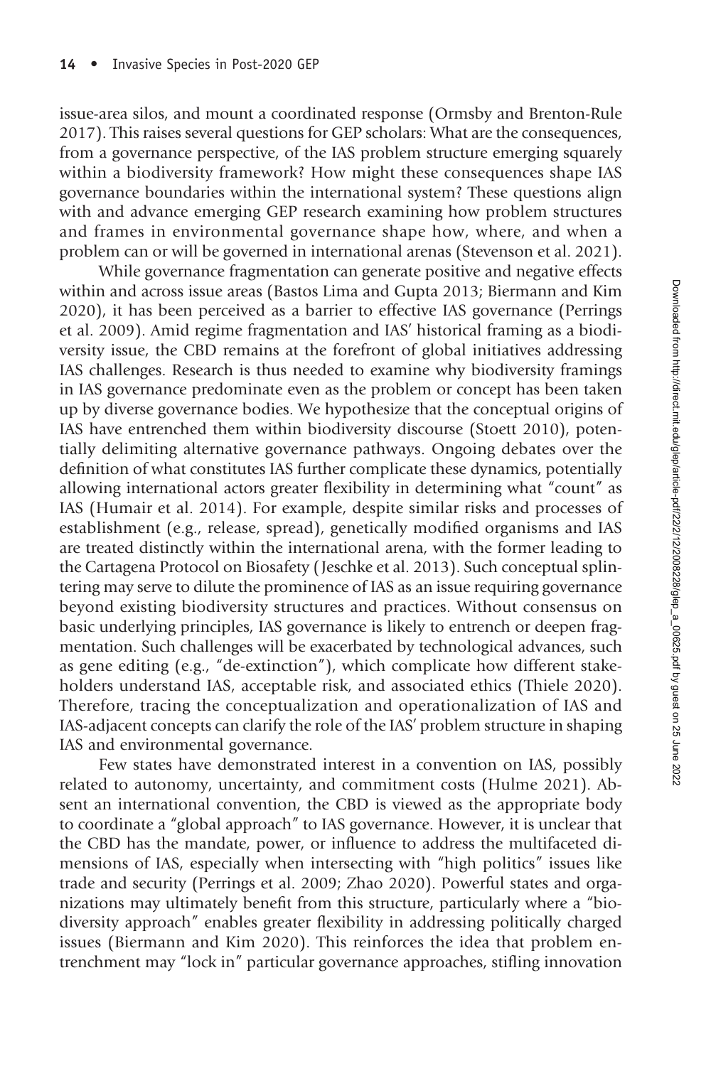issue-area silos, and mount a coordinated response (Ormsby and Brenton-Rule 2017). This raises several questions for GEP scholars: What are the consequences, from a governance perspective, of the IAS problem structure emerging squarely within a biodiversity framework? How might these consequences shape IAS governance boundaries within the international system? These questions align with and advance emerging GEP research examining how problem structures and frames in environmental governance shape how, where, and when a problem can or will be governed in international arenas (Stevenson et al. 2021).

While governance fragmentation can generate positive and negative effects within and across issue areas (Bastos Lima and Gupta 2013; Biermann and Kim 2020), it has been perceived as a barrier to effective IAS governance (Perrings et al. 2009). Amid regime fragmentation and IAS' historical framing as a biodiversity issue, the CBD remains at the forefront of global initiatives addressing IAS challenges. Research is thus needed to examine why biodiversity framings in IAS governance predominate even as the problem or concept has been taken up by diverse governance bodies. We hypothesize that the conceptual origins of IAS have entrenched them within biodiversity discourse (Stoett 2010), potentially delimiting alternative governance pathways. Ongoing debates over the definition of what constitutes IAS further complicate these dynamics, potentially allowing international actors greater flexibility in determining what "count" as IAS (Humair et al. 2014). For example, despite similar risks and processes of establishment (e.g., release, spread), genetically modified organisms and IAS are treated distinctly within the international arena, with the former leading to the Cartagena Protocol on Biosafety (Jeschke et al. 2013). Such conceptual splintering may serve to dilute the prominence of IAS as an issue requiring governance beyond existing biodiversity structures and practices. Without consensus on basic underlying principles, IAS governance is likely to entrench or deepen fragmentation. Such challenges will be exacerbated by technological advances, such as gene editing (e.g., "de-extinction"), which complicate how different stakeholders understand IAS, acceptable risk, and associated ethics (Thiele 2020). Therefore, tracing the conceptualization and operationalization of IAS and IAS-adjacent concepts can clarify the role of the IAS' problem structure in shaping IAS and environmental governance.

Few states have demonstrated interest in a convention on IAS, possibly related to autonomy, uncertainty, and commitment costs (Hulme 2021). Absent an international convention, the CBD is viewed as the appropriate body to coordinate a "global approach" to IAS governance. However, it is unclear that the CBD has the mandate, power, or influence to address the multifaceted dimensions of IAS, especially when intersecting with "high politics" issues like trade and security (Perrings et al. 2009; Zhao 2020). Powerful states and organizations may ultimately benefit from this structure, particularly where a "biodiversity approach" enables greater flexibility in addressing politically charged issues (Biermann and Kim 2020). This reinforces the idea that problem entrenchment may "lock in" particular governance approaches, stifling innovation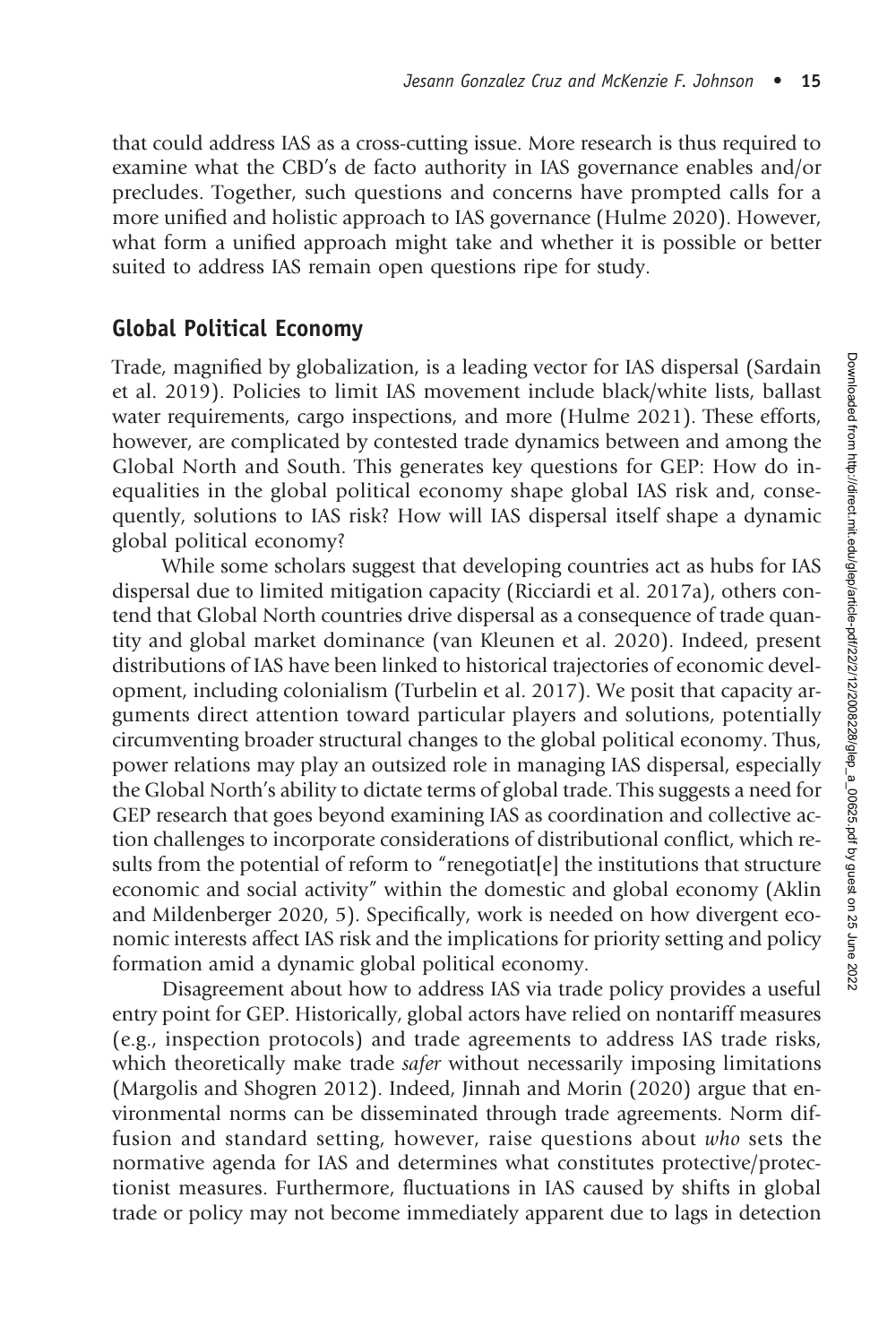that could address IAS as a cross-cutting issue. More research is thus required to examine what the CBD's de facto authority in IAS governance enables and/or precludes. Together, such questions and concerns have prompted calls for a more unified and holistic approach to IAS governance (Hulme 2020). However, what form a unified approach might take and whether it is possible or better suited to address IAS remain open questions ripe for study.

## Global Political Economy

Trade, magnified by globalization, is a leading vector for IAS dispersal (Sardain et al. 2019). Policies to limit IAS movement include black/white lists, ballast water requirements, cargo inspections, and more (Hulme 2021). These efforts, however, are complicated by contested trade dynamics between and among the Global North and South. This generates key questions for GEP: How do inequalities in the global political economy shape global IAS risk and, consequently, solutions to IAS risk? How will IAS dispersal itself shape a dynamic global political economy?

While some scholars suggest that developing countries act as hubs for IAS dispersal due to limited mitigation capacity (Ricciardi et al. 2017a), others contend that Global North countries drive dispersal as a consequence of trade quantity and global market dominance (van Kleunen et al. 2020). Indeed, present distributions of IAS have been linked to historical trajectories of economic development, including colonialism (Turbelin et al. 2017). We posit that capacity arguments direct attention toward particular players and solutions, potentially circumventing broader structural changes to the global political economy. Thus, power relations may play an outsized role in managing IAS dispersal, especially the Global North's ability to dictate terms of global trade. This suggests a need for GEP research that goes beyond examining IAS as coordination and collective action challenges to incorporate considerations of distributional conflict, which results from the potential of reform to "renegotiat[e] the institutions that structure economic and social activity" within the domestic and global economy (Aklin and Mildenberger 2020, 5). Specifically, work is needed on how divergent economic interests affect IAS risk and the implications for priority setting and policy formation amid a dynamic global political economy.

Disagreement about how to address IAS via trade policy provides a useful entry point for GEP. Historically, global actors have relied on nontariff measures (e.g., inspection protocols) and trade agreements to address IAS trade risks, which theoretically make trade *safer* without necessarily imposing limitations (Margolis and Shogren 2012). Indeed, Jinnah and Morin (2020) argue that environmental norms can be disseminated through trade agreements. Norm diffusion and standard setting, however, raise questions about *who* sets the normative agenda for IAS and determines what constitutes protective/protectionist measures. Furthermore, fluctuations in IAS caused by shifts in global trade or policy may not become immediately apparent due to lags in detection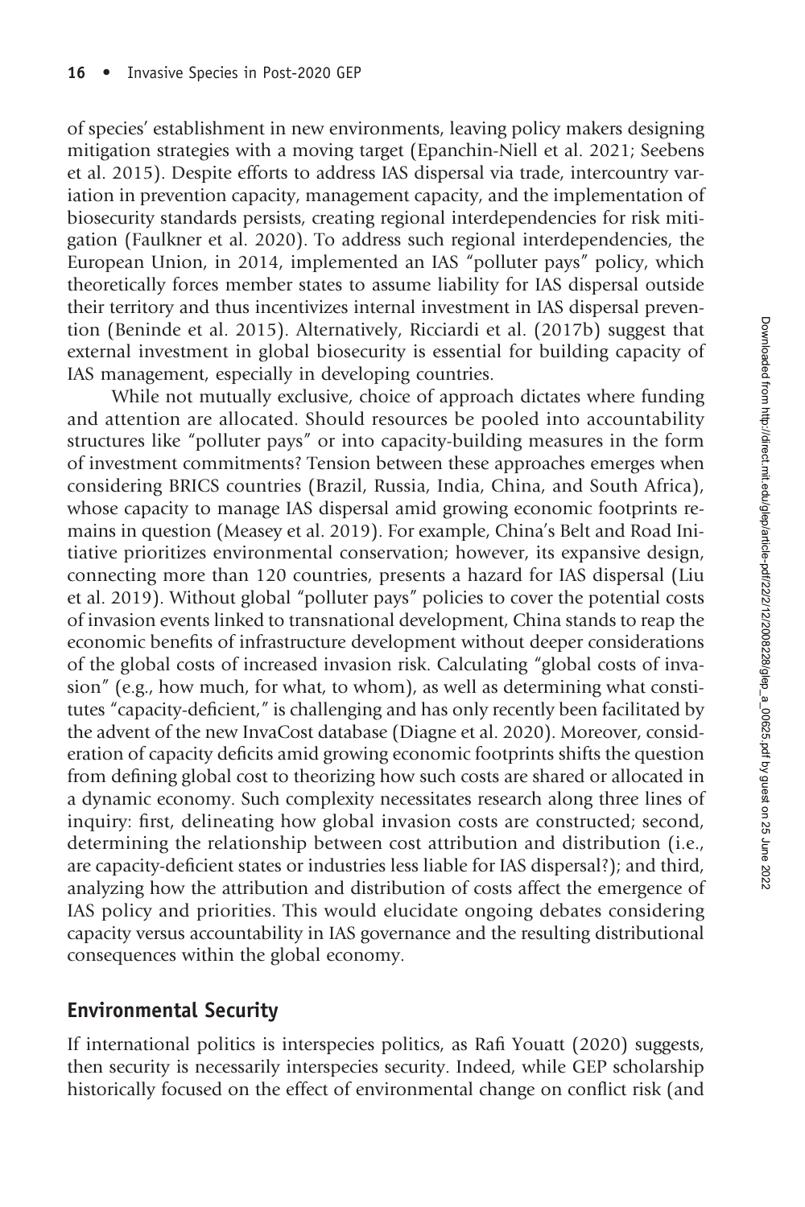of species' establishment in new environments, leaving policy makers designing mitigation strategies with a moving target (Epanchin-Niell et al. 2021; Seebens et al. 2015). Despite efforts to address IAS dispersal via trade, intercountry variation in prevention capacity, management capacity, and the implementation of biosecurity standards persists, creating regional interdependencies for risk mitigation (Faulkner et al. 2020). To address such regional interdependencies, the European Union, in 2014, implemented an IAS "polluter pays" policy, which theoretically forces member states to assume liability for IAS dispersal outside their territory and thus incentivizes internal investment in IAS dispersal prevention (Beninde et al. 2015). Alternatively, Ricciardi et al. (2017b) suggest that external investment in global biosecurity is essential for building capacity of IAS management, especially in developing countries.

While not mutually exclusive, choice of approach dictates where funding and attention are allocated. Should resources be pooled into accountability structures like "polluter pays" or into capacity-building measures in the form of investment commitments? Tension between these approaches emerges when considering BRICS countries (Brazil, Russia, India, China, and South Africa), whose capacity to manage IAS dispersal amid growing economic footprints remains in question (Measey et al. 2019). For example, China's Belt and Road Initiative prioritizes environmental conservation; however, its expansive design, connecting more than 120 countries, presents a hazard for IAS dispersal (Liu et al. 2019). Without global "polluter pays" policies to cover the potential costs of invasion events linked to transnational development, China stands to reap the economic benefits of infrastructure development without deeper considerations of the global costs of increased invasion risk. Calculating "global costs of invasion" (e.g., how much, for what, to whom), as well as determining what constitutes "capacity-deficient," is challenging and has only recently been facilitated by the advent of the new InvaCost database (Diagne et al. 2020). Moreover, consideration of capacity deficits amid growing economic footprints shifts the question from defining global cost to theorizing how such costs are shared or allocated in a dynamic economy. Such complexity necessitates research along three lines of inquiry: first, delineating how global invasion costs are constructed; second, determining the relationship between cost attribution and distribution (i.e., are capacity-deficient states or industries less liable for IAS dispersal?); and third, analyzing how the attribution and distribution of costs affect the emergence of IAS policy and priorities. This would elucidate ongoing debates considering capacity versus accountability in IAS governance and the resulting distributional consequences within the global economy.

## Environmental Security

If international politics is interspecies politics, as Rafi Youatt (2020) suggests, then security is necessarily interspecies security. Indeed, while GEP scholarship historically focused on the effect of environmental change on conflict risk (and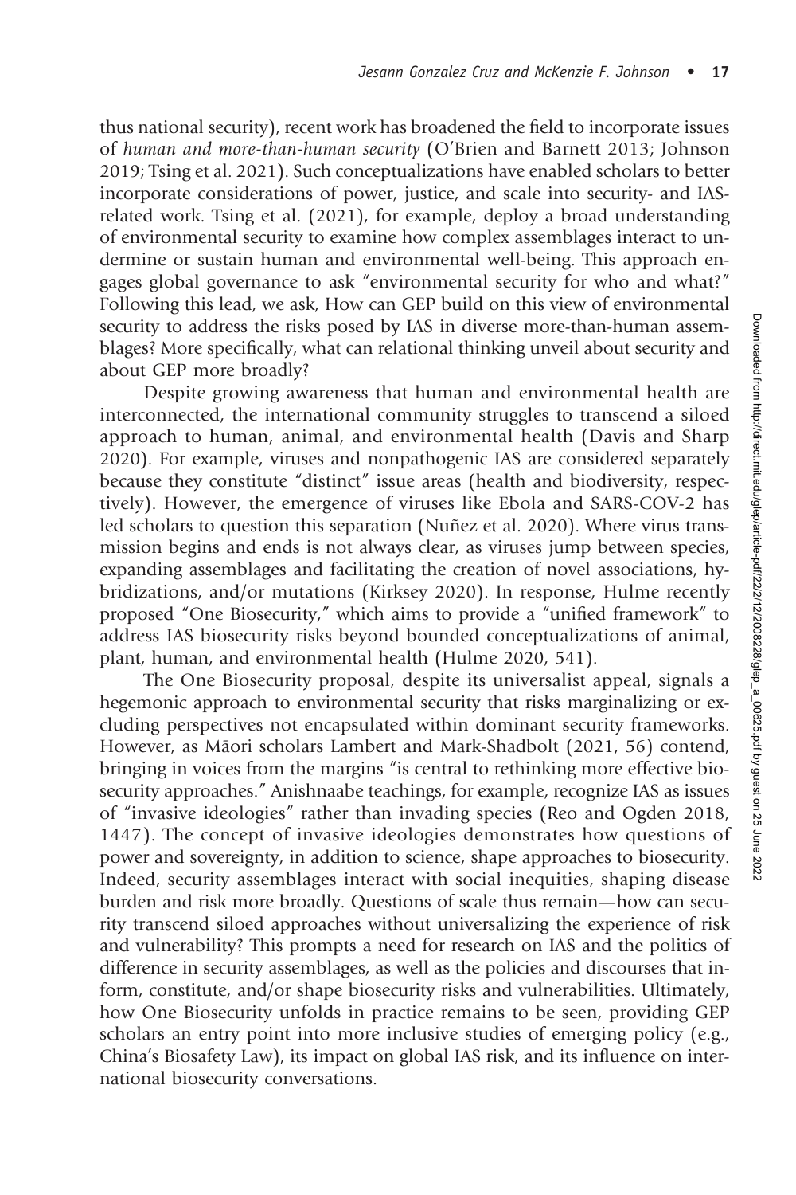thus national security), recent work has broadened the field to incorporate issues of *human and more-than-human security* (O'Brien and Barnett 2013; Johnson 2019; Tsing et al. 2021). Such conceptualizations have enabled scholars to better incorporate considerations of power, justice, and scale into security- and IAS-related work. Tsing et al. (2021), for example, deploy a broad understanding of environmental security to examine how complex assemblages interact to undermine or sustain human and environmental well-being. This approach engages global governance to ask "environmental security for who and what?" Following this lead, we ask, How can GEP build on this view of environmental security to address the risks posed by IAS in diverse more-than-human assemblages? More specifically, what can relational thinking unveil about security and about GEP more broadly?

Despite growing awareness that human and environmental health are interconnected, the international community struggles to transcend a siloed approach to human, animal, and environmental health (Davis and Sharp 2020). For example, viruses and nonpathogenic IAS are considered separately because they constitute "distinct" issue areas (health and biodiversity, respectively). However, the emergence of viruses like Ebola and SARS-COV-2 has led scholars to question this separation (Nuñez et al. 2020). Where virus transmission begins and ends is not always clear, as viruses jump between species, expanding assemblages and facilitating the creation of novel associations, hybridizations, and/or mutations (Kirksey 2020). In response, Hulme recently proposed "One Biosecurity," which aims to provide a "unified framework" to address IAS biosecurity risks beyond bounded conceptualizations of animal, plant, human, and environmental health (Hulme 2020, 541).

The One Biosecurity proposal, despite its universalist appeal, signals a hegemonic approach to environmental security that risks marginalizing or excluding perspectives not encapsulated within dominant security frameworks. However, as Māori scholars Lambert and Mark-Shadbolt (2021, 56) contend, bringing in voices from the margins "is central to rethinking more effective biosecurity approaches." Anishnaabe teachings, for example, recognize IAS as issues of "invasive ideologies" rather than invading species (Reo and Ogden 2018, 1447). The concept of invasive ideologies demonstrates how questions of power and sovereignty, in addition to science, shape approaches to biosecurity. Indeed, security assemblages interact with social inequities, shaping disease burden and risk more broadly. Questions of scale thus remain—how can security transcend siloed approaches without universalizing the experience of risk and vulnerability? This prompts a need for research on IAS and the politics of difference in security assemblages, as well as the policies and discourses that inform, constitute, and/or shape biosecurity risks and vulnerabilities. Ultimately, how One Biosecurity unfolds in practice remains to be seen, providing GEP scholars an entry point into more inclusive studies of emerging policy (e.g., China's Biosafety Law), its impact on global IAS risk, and its influence on international biosecurity conversations.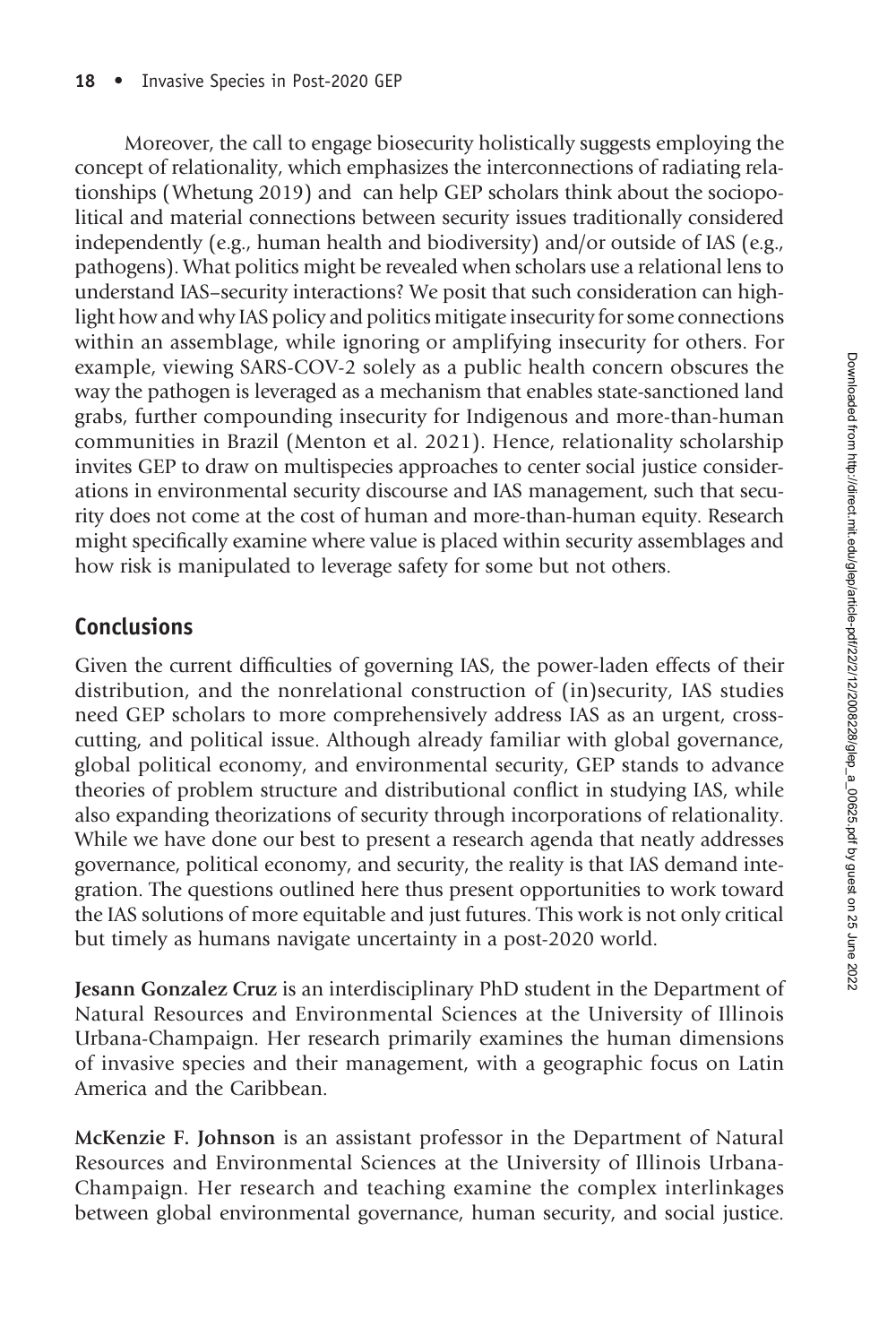Moreover, the call to engage biosecurity holistically suggests employing the concept of relationality, which emphasizes the interconnections of radiating relationships (Whetung 2019) and can help GEP scholars think about the sociopolitical and material connections between security issues traditionally considered independently (e.g., human health and biodiversity) and/or outside of IAS (e.g., pathogens). What politics might be revealed when scholars use a relational lens to understand IAS–security interactions? We posit that such consideration can highlight how and why IAS policy and politics mitigate insecurity for some connections within an assemblage, while ignoring or amplifying insecurity for others. For example, viewing SARS-COV-2 solely as a public health concern obscures the way the pathogen is leveraged as a mechanism that enables state-sanctioned land grabs, further compounding insecurity for Indigenous and more-than-human communities in Brazil (Menton et al. 2021). Hence, relationality scholarship invites GEP to draw on multispecies approaches to center social justice considerations in environmental security discourse and IAS management, such that security does not come at the cost of human and more-than-human equity. Research might specifically examine where value is placed within security assemblages and how risk is manipulated to leverage safety for some but not others.

## Conclusions

Given the current difficulties of governing IAS, the power-laden effects of their distribution, and the nonrelational construction of (in)security, IAS studies need GEP scholars to more comprehensively address IAS as an urgent, cross-cutting, and political issue. Although already familiar with global governance, global political economy, and environmental security, GEP stands to advance theories of problem structure and distributional conflict in studying IAS, while also expanding theorizations of security through incorporations of relationality. While we have done our best to present a research agenda that neatly addresses governance, political economy, and security, the reality is that IAS demand integration. The questions outlined here thus present opportunities to work toward the IAS solutions of more equitable and just futures. This work is not only critical but timely as humans navigate uncertainty in a post-2020 world.

**Jesann Gonzalez Cruz** is an interdisciplinary PhD student in the Department of Natural Resources and Environmental Sciences at the University of Illinois Urbana-Champaign. Her research primarily examines the human dimensions of invasive species and their management, with a geographic focus on Latin America and the Caribbean.

**McKenzie F. Johnson** is an assistant professor in the Department of Natural Resources and Environmental Sciences at the University of Illinois Urbana-Champaign. Her research and teaching examine the complex interlinkages between global environmental governance, human security, and social justice.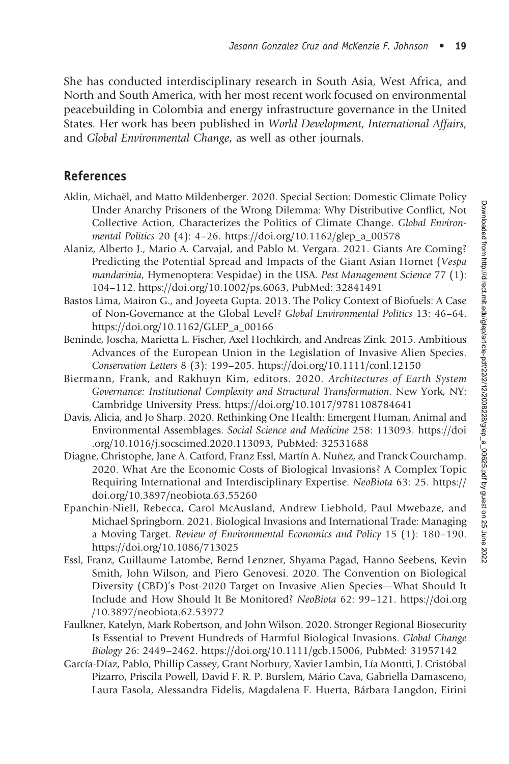She has conducted interdisciplinary research in South Asia, West Africa, and North and South America, with her most recent work focused on environmental peacebuilding in Colombia and energy infrastructure governance in the United States. Her work has been published in *World Development*, *International Affairs*, and *Global Environmental Change*, as well as other journals.

## References

Aklin, Michaël, and Matto Mildenberger. 2020. Special Section: Domestic Climate Policy Under Anarchy Prisoners of the Wrong Dilemma: Why Distributive Conflict, Not Collective Action, Characterizes the Politics of Climate Change. *Global Environmental Politics* 20 (4): 4–26. https://doi.org/10.1162/glep_a_00578

Alaniz, Alberto J., Mario A. Carvajal, and Pablo M. Vergara. 2021. Giants Are Coming? Predicting the Potential Spread and Impacts of the Giant Asian Hornet (*Vespa mandarinia*, Hymenoptera: Vespidae) in the USA. *Pest Management Science* 77 (1): 104–112. https://doi.org/10.1002/ps.6063, PubMed: 32841491

Bastos Lima, Mairon G., and Joyeeta Gupta. 2013. The Policy Context of Biofuels: A Case of Non-Governance at the Global Level? *Global Environmental Politics* 13: 46–64. https://doi.org/10.1162/GLEP_a_00166

Beninde, Joscha, Marietta L. Fischer, Axel Hochkirch, and Andreas Zink. 2015. Ambitious Advances of the European Union in the Legislation of Invasive Alien Species. *Conservation Letters* 8 (3): 199–205. https://doi.org/10.1111/conl.12150

Biermann, Frank, and Rakhuyn Kim, editors. 2020. *Architectures of Earth System Governance: Institutional Complexity and Structural Transformation*. New York, NY: Cambridge University Press. https://doi.org/10.1017/9781108784641

Davis, Alicia, and Jo Sharp. 2020. Rethinking One Health: Emergent Human, Animal and Environmental Assemblages. *Social Science and Medicine* 258: 113093. https://doi.org/10.1016/j.socscimed.2020.113093, PubMed: 32531688

Diagne, Christophe, Jane A. Catford, Franz Essl, Martín A. Nuñez, and Franck Courchamp. 2020. What Are the Economic Costs of Biological Invasions? A Complex Topic Requiring International and Interdisciplinary Expertise. *NeoBiota* 63: 25. https://doi.org/10.3897/neobiota.63.55260

Epanchin-Niell, Rebecca, Carol McAusland, Andrew Liebhold, Paul Mwebaze, and Michael Springborn. 2021. Biological Invasions and International Trade: Managing a Moving Target. *Review of Environmental Economics and Policy* 15 (1): 180–190. https://doi.org/10.1086/713025

Essl, Franz, Guillaume Latombe, Bernd Lenzner, Shyama Pagad, Hanno Seebens, Kevin Smith, John Wilson, and Piero Genovesi. 2020. The Convention on Biological Diversity (CBD)'s Post-2020 Target on Invasive Alien Species—What Should It Include and How Should It Be Monitored? *NeoBiota* 62: 99–121. https://doi.org/10.3897/neobiota.62.53972

Faulkner, Katelyn, Mark Robertson, and John Wilson. 2020. Stronger Regional Biosecurity Is Essential to Prevent Hundreds of Harmful Biological Invasions. *Global Change Biology* 26: 2449–2462. https://doi.org/10.1111/gcb.15006, PubMed: 31957142

García-Díaz, Pablo, Phillip Cassey, Grant Norbury, Xavier Lambin, Lía Montti, J. Cristóbal Pizarro, Priscila Powell, David F. R. P. Burslem, Mário Cava, Gabriella Damasceno, Laura Fasola, Alessandra Fidelis, Magdalena F. Huerta, Bárbara Langdon, Eirini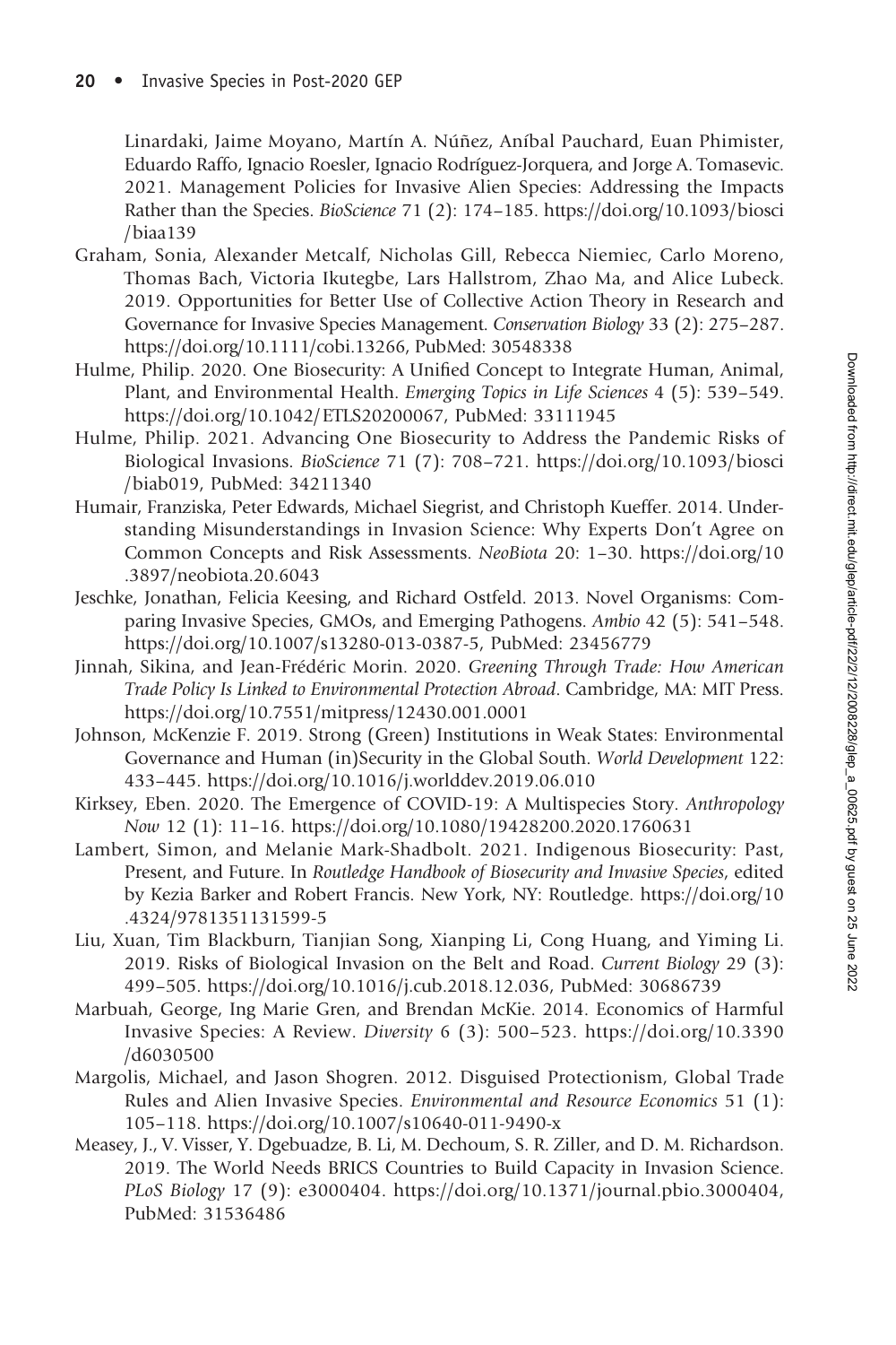Linardaki, Jaime Moyano, Martín A. Núñez, Aníbal Pauchard, Euan Phimister, Eduardo Raffo, Ignacio Roesler, Ignacio Rodríguez-Jorquera, and Jorge A. Tomasevic. 2021. Management Policies for Invasive Alien Species: Addressing the Impacts Rather than the Species. *BioScience* 71 (2): 174–185. https://doi.org/10.1093/biosci/biaa139

Graham, Sonia, Alexander Metcalf, Nicholas Gill, Rebecca Niemiec, Carlo Moreno, Thomas Bach, Victoria Ikutegbe, Lars Hallstrom, Zhao Ma, and Alice Lubeck. 2019. Opportunities for Better Use of Collective Action Theory in Research and Governance for Invasive Species Management. *Conservation Biology* 33 (2): 275–287. https://doi.org/10.1111/cobi.13266, PubMed: 30548338

Hulme, Philip. 2020. One Biosecurity: A Unified Concept to Integrate Human, Animal, Plant, and Environmental Health. *Emerging Topics in Life Sciences* 4 (5): 539–549. https://doi.org/10.1042/ETLS20200067, PubMed: 33111945

Hulme, Philip. 2021. Advancing One Biosecurity to Address the Pandemic Risks of Biological Invasions. *BioScience* 71 (7): 708–721. https://doi.org/10.1093/biosci/biab019, PubMed: 34211340

Humair, Franziska, Peter Edwards, Michael Siegrist, and Christoph Kueffer. 2014. Understanding Misunderstandings in Invasion Science: Why Experts Don't Agree on Common Concepts and Risk Assessments. *NeoBiota* 20: 1–30. https://doi.org/10.3897/neobiota.20.6043

Jeschke, Jonathan, Felicia Keesing, and Richard Ostfeld. 2013. Novel Organisms: Comparing Invasive Species, GMOs, and Emerging Pathogens. *Ambio* 42 (5): 541–548. https://doi.org/10.1007/s13280-013-0387-5, PubMed: 23456779

Jinnah, Sikina, and Jean-Frédéric Morin. 2020. *Greening Through Trade: How American Trade Policy Is Linked to Environmental Protection Abroad*. Cambridge, MA: MIT Press. https://doi.org/10.7551/mitpress/12430.001.0001

Johnson, McKenzie F. 2019. Strong (Green) Institutions in Weak States: Environmental Governance and Human (in)Security in the Global South. *World Development* 122: 433–445. https://doi.org/10.1016/j.worlddev.2019.06.010

Kirksey, Eben. 2020. The Emergence of COVID-19: A Multispecies Story. *Anthropology Now* 12 (1): 11–16. https://doi.org/10.1080/19428200.2020.1760631

Lambert, Simon, and Melanie Mark-Shadbolt. 2021. Indigenous Biosecurity: Past, Present, and Future. In *Routledge Handbook of Biosecurity and Invasive Species*, edited by Kezia Barker and Robert Francis. New York, NY: Routledge. https://doi.org/10.4324/9781351131599-5

Liu, Xuan, Tim Blackburn, Tianjian Song, Xianping Li, Cong Huang, and Yiming Li. 2019. Risks of Biological Invasion on the Belt and Road. *Current Biology* 29 (3): 499–505. https://doi.org/10.1016/j.cub.2018.12.036, PubMed: 30686739

Marbuah, George, Ing Marie Gren, and Brendan McKie. 2014. Economics of Harmful Invasive Species: A Review. *Diversity* 6 (3): 500–523. https://doi.org/10.3390/d6030500

Margolis, Michael, and Jason Shogren. 2012. Disguised Protectionism, Global Trade Rules and Alien Invasive Species. *Environmental and Resource Economics* 51 (1): 105–118. https://doi.org/10.1007/s10640-011-9490-x

Measey, J., V. Visser, Y. Dgebuadze, B. Li, M. Dechoum, S. R. Ziller, and D. M. Richardson. 2019. The World Needs BRICS Countries to Build Capacity in Invasion Science. *PLoS Biology* 17 (9): e3000404. https://doi.org/10.1371/journal.pbio.3000404, PubMed: 31536486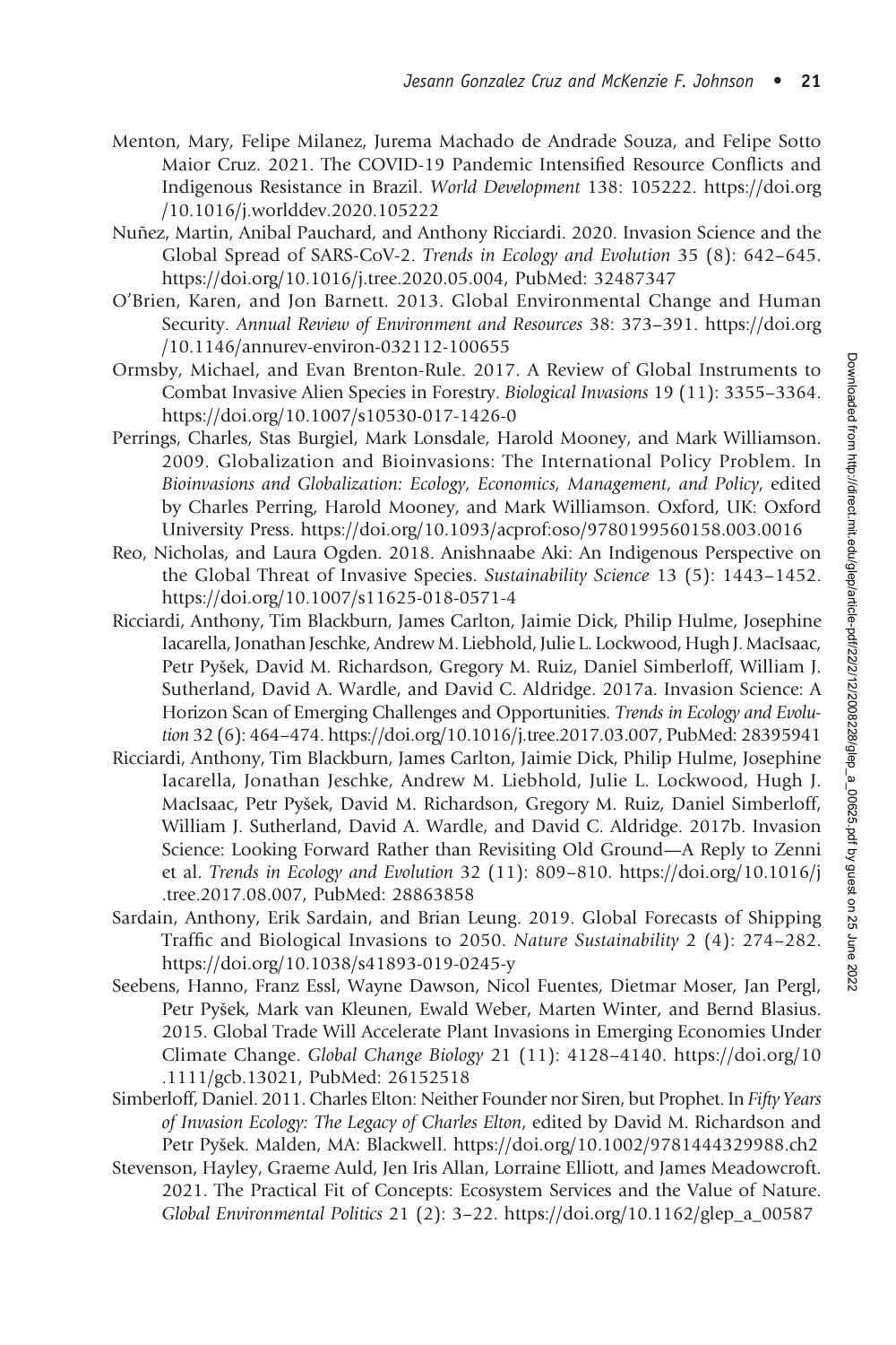Menton, Mary, Felipe Milanez, Jurema Machado de Andrade Souza, and Felipe Sotto Maior Cruz. 2021. The COVID-19 Pandemic Intensified Resource Conflicts and Indigenous Resistance in Brazil. *World Development* 138: 105222. https://doi.org/10.1016/j.worlddev.2020.105222

Nuñez, Martin, Anibal Pauchard, and Anthony Ricciardi. 2020. Invasion Science and the Global Spread of SARS-CoV-2. *Trends in Ecology and Evolution* 35 (8): 642–645. https://doi.org/10.1016/j.tree.2020.05.004, PubMed: 32487347

O'Brien, Karen, and Jon Barnett. 2013. Global Environmental Change and Human Security. *Annual Review of Environment and Resources* 38: 373–391. https://doi.org/10.1146/annurev-environ-032112-100655

Ormsby, Michael, and Evan Brenton-Rule. 2017. A Review of Global Instruments to Combat Invasive Alien Species in Forestry. *Biological Invasions* 19 (11): 3355–3364. https://doi.org/10.1007/s10530-017-1426-0

Perrings, Charles, Stas Burgiel, Mark Lonsdale, Harold Mooney, and Mark Williamson. 2009. Globalization and Bioinvasions: The International Policy Problem. In *Bioinvasions and Globalization: Ecology, Economics, Management, and Policy*, edited by Charles Perring, Harold Mooney, and Mark Williamson. Oxford, UK: Oxford University Press. https://doi.org/10.1093/acprof:oso/9780199560158.003.0016

Reo, Nicholas, and Laura Ogden. 2018. Anishnaabe Aki: An Indigenous Perspective on the Global Threat of Invasive Species. *Sustainability Science* 13 (5): 1443–1452. https://doi.org/10.1007/s11625-018-0571-4

Ricciardi, Anthony, Tim Blackburn, James Carlton, Jaimie Dick, Philip Hulme, Josephine Iacarella, Jonathan Jeschke, Andrew M. Liebhold, Julie L. Lockwood, Hugh J. MacIsaac, Petr Pyšek, David M. Richardson, Gregory M. Ruiz, Daniel Simberloff, William J. Sutherland, David A. Wardle, and David C. Aldridge. 2017a. Invasion Science: A Horizon Scan of Emerging Challenges and Opportunities. *Trends in Ecology and Evolution* 32 (6): 464–474. https://doi.org/10.1016/j.tree.2017.03.007, PubMed: 28395941

Ricciardi, Anthony, Tim Blackburn, James Carlton, Jaimie Dick, Philip Hulme, Josephine Iacarella, Jonathan Jeschke, Andrew M. Liebhold, Julie L. Lockwood, Hugh J. MacIsaac, Petr Pyšek, David M. Richardson, Gregory M. Ruiz, Daniel Simberloff, William J. Sutherland, David A. Wardle, and David C. Aldridge. 2017b. Invasion Science: Looking Forward Rather than Revisiting Old Ground—A Reply to Zenni et al. *Trends in Ecology and Evolution* 32 (11): 809–810. https://doi.org/10.1016/j.tree.2017.08.007, PubMed: 28863858

Sardain, Anthony, Erik Sardain, and Brian Leung. 2019. Global Forecasts of Shipping Traffic and Biological Invasions to 2050. *Nature Sustainability* 2 (4): 274–282. https://doi.org/10.1038/s41893-019-0245-y

Seebens, Hanno, Franz Essl, Wayne Dawson, Nicol Fuentes, Dietmar Moser, Jan Pergl, Petr Pyšek, Mark van Kleunen, Ewald Weber, Marten Winter, and Bernd Blasius. 2015. Global Trade Will Accelerate Plant Invasions in Emerging Economies Under Climate Change. *Global Change Biology* 21 (11): 4128–4140. https://doi.org/10.1111/gcb.13021, PubMed: 26152518

Simberloff, Daniel. 2011. Charles Elton: Neither Founder nor Siren, but Prophet. In *Fifty Years of Invasion Ecology: The Legacy of Charles Elton*, edited by David M. Richardson and Petr Pyšek. Malden, MA: Blackwell. https://doi.org/10.1002/9781444329988.ch2

Stevenson, Hayley, Graeme Auld, Jen Iris Allan, Lorraine Elliott, and James Meadowcroft. 2021. The Practical Fit of Concepts: Ecosystem Services and the Value of Nature. *Global Environmental Politics* 21 (2): 3–22. https://doi.org/10.1162/glep_a_00587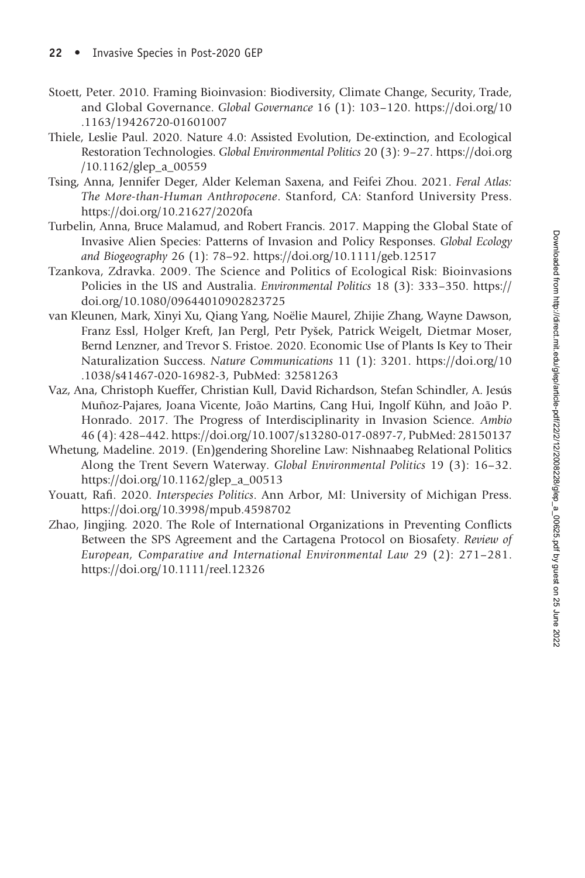Stoett, Peter. 2010. Framing Bioinvasion: Biodiversity, Climate Change, Security, Trade, and Global Governance. *Global Governance* 16 (1): 103–120. https://doi.org/10.1163/19426720-01601007

Thiele, Leslie Paul. 2020. Nature 4.0: Assisted Evolution, De-extinction, and Ecological Restoration Technologies. *Global Environmental Politics* 20 (3): 9–27. https://doi.org/10.1162/glep_a_00559

Tsing, Anna, Jennifer Deger, Alder Keleman Saxena, and Feifei Zhou. 2021. *Feral Atlas: The More-than-Human Anthropocene*. Stanford, CA: Stanford University Press. https://doi.org/10.21627/2020fa

Turbelin, Anna, Bruce Malamud, and Robert Francis. 2017. Mapping the Global State of Invasive Alien Species: Patterns of Invasion and Policy Responses. *Global Ecology and Biogeography* 26 (1): 78–92. https://doi.org/10.1111/geb.12517

Tzankova, Zdravka. 2009. The Science and Politics of Ecological Risk: Bioinvasions Policies in the US and Australia. *Environmental Politics* 18 (3): 333–350. https://doi.org/10.1080/09644010902823725

van Kleunen, Mark, Xinyi Xu, Qiang Yang, Noëlie Maurel, Zhijie Zhang, Wayne Dawson, Franz Essl, Holger Kreft, Jan Pergl, Petr Pyšek, Patrick Weigelt, Dietmar Moser, Bernd Lenzner, and Trevor S. Fristoe. 2020. Economic Use of Plants Is Key to Their Naturalization Success. *Nature Communications* 11 (1): 3201. https://doi.org/10.1038/s41467-020-16982-3, PubMed: 32581263

Vaz, Ana, Christoph Kueffer, Christian Kull, David Richardson, Stefan Schindler, A. Jesús Muñoz-Pajares, Joana Vicente, João Martins, Cang Hui, Ingolf Kühn, and João P. Honrado. 2017. The Progress of Interdisciplinarity in Invasion Science. *Ambio* 46 (4): 428–442. https://doi.org/10.1007/s13280-017-0897-7, PubMed: 28150137

Whetung, Madeline. 2019. (En)gendering Shoreline Law: Nishnaabeg Relational Politics Along the Trent Severn Waterway. *Global Environmental Politics* 19 (3): 16–32. https://doi.org/10.1162/glep_a_00513

Youatt, Rafi. 2020. *Interspecies Politics*. Ann Arbor, MI: University of Michigan Press. https://doi.org/10.3998/mpub.4598702

Zhao, Jingjing. 2020. The Role of International Organizations in Preventing Conflicts Between the SPS Agreement and the Cartagena Protocol on Biosafety. *Review of European, Comparative and International Environmental Law* 29 (2): 271–281. https://doi.org/10.1111/reel.12326